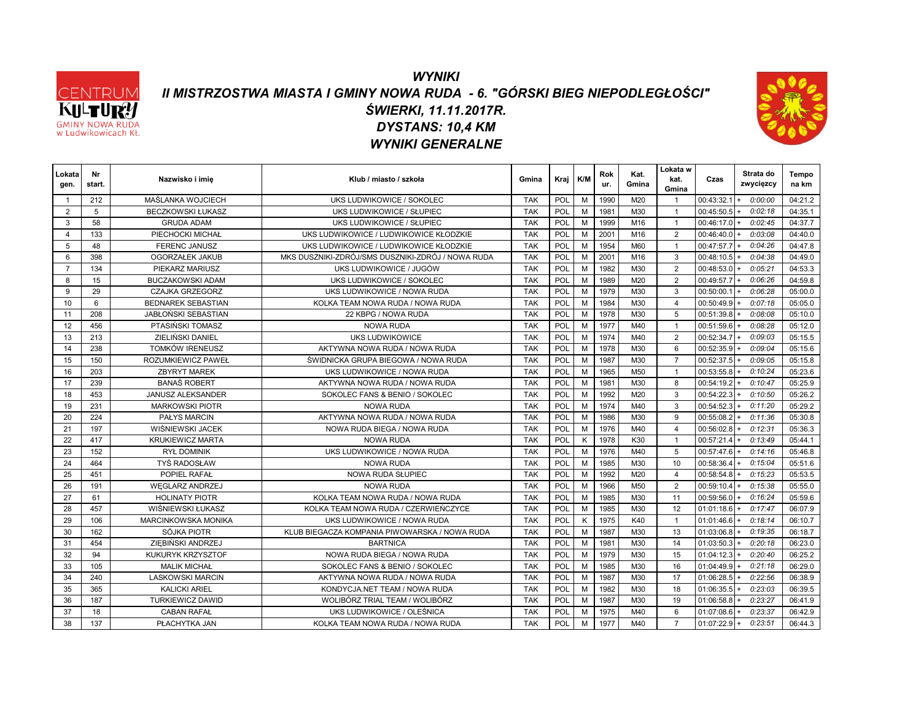# WYNIKI

## II MISTRZOSTWA MIASTA I GMINY NOWA RUDA - 6. "GÓRSKI BIEG NIEPODLEGŁOŚCI"

### ŚWIERKI, 11.11.2017R.

### DYSTANS: 10,4 KM

### WYNIKI GENERALNE

| Lokata gen. | Nr start. | Nazwisko i imię | Klub / miasto / szkoła | Gmina | Kraj | K/M | Rok ur. | Kat. Gmina | Lokata w kat. Gmina | Czas | Strata do zwycięzcy | Tempo na km |
|---|---|---|---|---|---|---|---|---|---|---|---|---|
| 1 | 212 | MAŚLANKA WOJCIECH | UKS LUDWIKOWICE / SOKOLEC | TAK | POL | M | 1990 | M20 | 1 | 00:43:32.1 | + 0:00:00 | 04:21.2 |
| 2 | 5 | BECZKOWSKI ŁUKASZ | UKS LUDWIKOWICE / SŁUPIEC | TAK | POL | M | 1981 | M30 | 1 | 00:45:50.5 | + 0:02:18 | 04:35.1 |
| 3 | 58 | GRUDA ADAM | UKS LUDWIKOWICE / SŁUPIEC | TAK | POL | M | 1999 | M16 | 1 | 00:46:17.0 | + 0:02:45 | 04:37.7 |
| 4 | 133 | PIECHOCKI MICHAŁ | UKS LUDWIKOWICE / LUDWIKOWICE KŁODZKIE | TAK | POL | M | 2001 | M16 | 2 | 00:46:40.0 | + 0:03:08 | 04:40.0 |
| 5 | 48 | FERENC JANUSZ | UKS LUDWIKOWICE / LUDWIKOWICE KŁODZKIE | TAK | POL | M | 1954 | M60 | 1 | 00:47:57.7 | + 0:04:26 | 04:47.8 |
| 6 | 398 | OGORZAŁEK JAKUB | MKS DUSZNIKI-ZDRÓJ/SMS DUSZNIKI-ZDRÓJ / NOWA RUDA | TAK | POL | M | 2001 | M16 | 3 | 00:48:10.5 | + 0:04:38 | 04:49.0 |
| 7 | 134 | PIEKARZ MARIUSZ | UKS LUDWIKOWICE / JUGÓW | TAK | POL | M | 1982 | M30 | 2 | 00:48:53.0 | + 0:05:21 | 04:53.3 |
| 8 | 15 | BUCZAKOWSKI ADAM | UKS LUDWIKOWICE / SOKOLEC | TAK | POL | M | 1989 | M20 | 2 | 00:49:57.7 | + 0:06:26 | 04:59.8 |
| 9 | 29 | CZAJKA GRZEGORZ | UKS LUDWIKOWICE / NOWA RUDA | TAK | POL | M | 1979 | M30 | 3 | 00:50:00.1 | + 0:06:28 | 05:00.0 |
| 10 | 6 | BEDNAREK SEBASTIAN | KOLKA TEAM NOWA RUDA / NOWA RUDA | TAK | POL | M | 1984 | M30 | 4 | 00:50:49.9 | + 0:07:18 | 05:05.0 |
| 11 | 208 | JABŁOŃSKI SEBASTIAN | 22 KBPG / NOWA RUDA | TAK | POL | M | 1978 | M30 | 5 | 00:51:39.8 | + 0:08:08 | 05:10.0 |
| 12 | 456 | PTASIŃSKI TOMASZ | NOWA RUDA | TAK | POL | M | 1977 | M40 | 1 | 00:51:59.6 | + 0:08:28 | 05:12.0 |
| 13 | 213 | ZIELIŃSKI DANIEL | UKS LUDWIKOWICE | TAK | POL | M | 1974 | M40 | 2 | 00:52:34.7 | + 0:09:03 | 05:15.5 |
| 14 | 238 | TOMKÓW IRENEUSZ | AKTYWNA NOWA RUDA / NOWA RUDA | TAK | POL | M | 1978 | M30 | 6 | 00:52:35.9 | + 0:09:04 | 05:15.6 |
| 15 | 150 | ROZUMKIEWICZ PAWEŁ | ŚWIDNICKA GRUPA BIEGOWA / NOWA RUDA | TAK | POL | M | 1987 | M30 | 7 | 00:52:37.5 | + 0:09:05 | 05:15.8 |
| 16 | 203 | ZBYRYT MAREK | UKS LUDWIKOWICE / NOWA RUDA | TAK | POL | M | 1965 | M50 | 1 | 00:53:55.8 | + 0:10:24 | 05:23.6 |
| 17 | 239 | BANAŚ ROBERT | AKTYWNA NOWA RUDA / NOWA RUDA | TAK | POL | M | 1981 | M30 | 8 | 00:54:19.2 | + 0:10:47 | 05:25.9 |
| 18 | 453 | JANUSZ ALEKSANDER | SOKOLEC FANS & BENIO / SOKOLEC | TAK | POL | M | 1992 | M20 | 3 | 00:54:22.3 | + 0:10:50 | 05:26.2 |
| 19 | 231 | MARKOWSKI PIOTR | NOWA RUDA | TAK | POL | M | 1974 | M40 | 3 | 00:54:52.3 | + 0:11:20 | 05:29.2 |
| 20 | 224 | PAŁYS MARCIN | AKTYWNA NOWA RUDA / NOWA RUDA | TAK | POL | M | 1986 | M30 | 9 | 00:55:08.2 | + 0:11:36 | 05:30.8 |
| 21 | 197 | WIŚNIEWSKI JACEK | NOWA RUDA BIEGA / NOWA RUDA | TAK | POL | M | 1976 | M40 | 4 | 00:56:02.8 | + 0:12:31 | 05:36.3 |
| 22 | 417 | KRUKIEWICZ MARTA | NOWA RUDA | TAK | POL | K | 1978 | K30 | 1 | 00:57:21.4 | + 0:13:49 | 05:44.1 |
| 23 | 152 | RYŁ DOMINIK | UKS LUDWIKOWICE / NOWA RUDA | TAK | POL | M | 1976 | M40 | 5 | 00:57:47.6 | + 0:14:16 | 05:46.8 |
| 24 | 464 | TYŚ RADOSŁAW | NOWA RUDA | TAK | POL | M | 1985 | M30 | 10 | 00:58:36.4 | + 0:15:04 | 05:51.6 |
| 25 | 451 | POPIEL RAFAŁ | NOWA RUDA SŁUPIEC | TAK | POL | M | 1992 | M20 | 4 | 00:58:54.8 | + 0:15:23 | 05:53.5 |
| 26 | 191 | WĘGLARZ ANDRZEJ | NOWA RUDA | TAK | POL | M | 1966 | M50 | 2 | 00:59:10.4 | + 0:15:38 | 05:55.0 |
| 27 | 61 | HOLINATY PIOTR | KOLKA TEAM NOWA RUDA / NOWA RUDA | TAK | POL | M | 1985 | M30 | 11 | 00:59:56.0 | + 0:16:24 | 05:59.6 |
| 28 | 457 | WIŚNIEWSKI ŁUKASZ | KOLKA TEAM NOWA RUDA / CZERWIEŃCZYCE | TAK | POL | M | 1985 | M30 | 12 | 01:01:18.6 | + 0:17:47 | 06:07.9 |
| 29 | 106 | MARCINKOWSKA MONIKA | UKS LUDWIKOWICE / NOWA RUDA | TAK | POL | K | 1975 | K40 | 1 | 01:01:46.6 | + 0:18:14 | 06:10.7 |
| 30 | 162 | SÓJKA PIOTR | KLUB BIEGACZA KOMPANIA PIWOWARSKA / NOWA RUDA | TAK | POL | M | 1987 | M30 | 13 | 01:03:06.8 | + 0:19:35 | 06:18.7 |
| 31 | 454 | ZIĘBIŃSKI ANDRZEJ | BARTNICA | TAK | POL | M | 1981 | M30 | 14 | 01:03:50.3 | + 0:20:18 | 06:23.0 |
| 32 | 94 | KUKURYK KRZYSZTOF | NOWA RUDA BIEGA / NOWA RUDA | TAK | POL | M | 1979 | M30 | 15 | 01:04:12.3 | + 0:20:40 | 06:25.2 |
| 33 | 105 | MALIK MICHAŁ | SOKOLEC FANS & BENIO / SOKOLEC | TAK | POL | M | 1985 | M30 | 16 | 01:04:49.9 | + 0:21:18 | 06:29.0 |
| 34 | 240 | LASKOWSKI MARCIN | AKTYWNA NOWA RUDA / NOWA RUDA | TAK | POL | M | 1987 | M30 | 17 | 01:06:28.5 | + 0:22:56 | 06:38.9 |
| 35 | 365 | KALICKI ARIEL | KONDYCJA.NET TEAM / NOWA RUDA | TAK | POL | M | 1982 | M30 | 18 | 01:06:35.5 | + 0:23:03 | 06:39.5 |
| 36 | 187 | TURKIEWICZ DAWID | WOLIBÓRZ TRIAL TEAM / WOLIBÓRZ | TAK | POL | M | 1987 | M30 | 19 | 01:06:58.8 | + 0:23:27 | 06:41.9 |
| 37 | 18 | CABAN RAFAŁ | UKS LUDWIKOWICE / OLEŚNICA | TAK | POL | M | 1975 | M40 | 6 | 01:07:08.6 | + 0:23:37 | 06:42.9 |
| 38 | 137 | PŁACHYTKA JAN | KOLKA TEAM NOWA RUDA / NOWA RUDA | TAK | POL | M | 1977 | M40 | 7 | 01:07:22.9 | + 0:23:51 | 06:44.3 |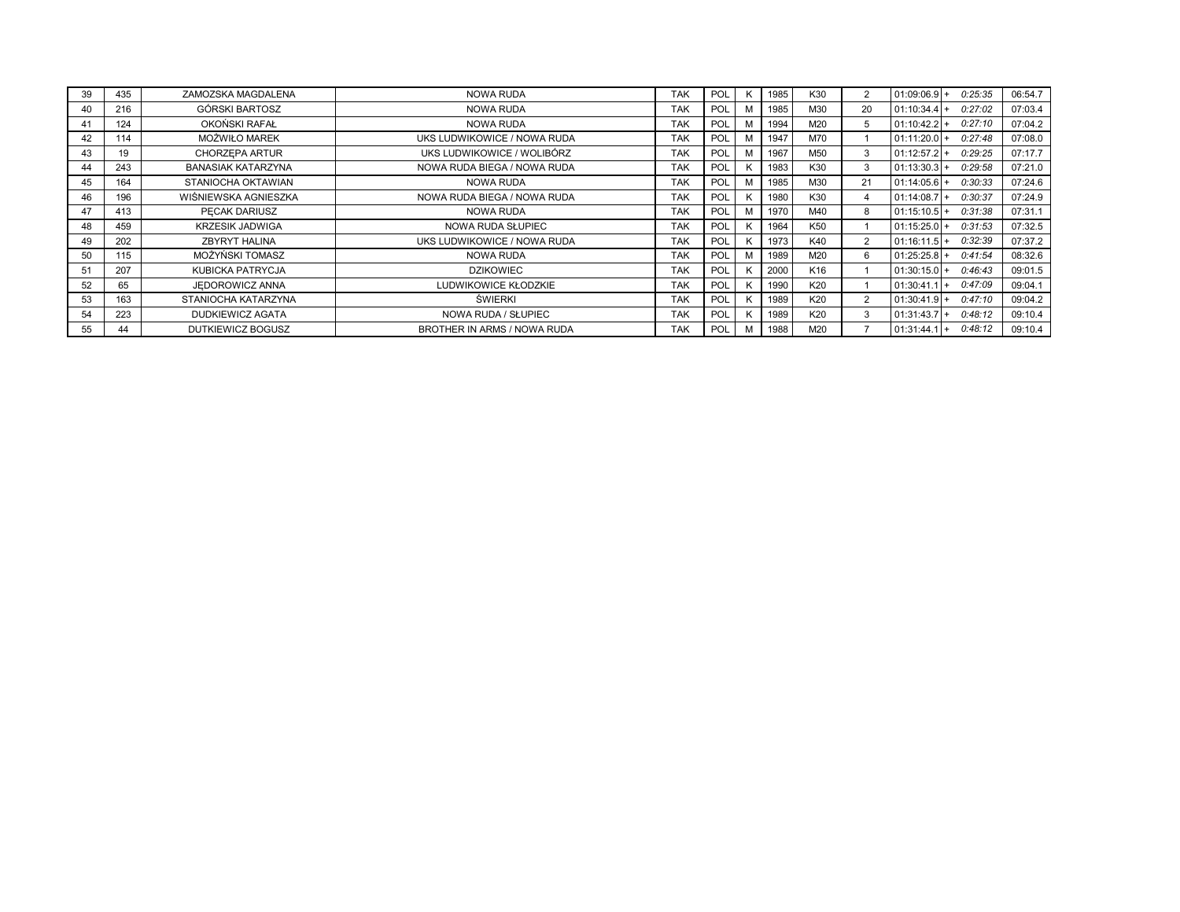| | | | | | | | | | | | | |
|---|---|---|---|---|---|---|---|---|---|---|---|---|
| 39 | 435 | ZAMOZSKA MAGDALENA | NOWA RUDA | TAK | POL | K | 1985 | K30 | 2 | 01:09:06.9 | + *0:25:35* | 06:54.7 |
| 40 | 216 | GÓRSKI BARTOSZ | NOWA RUDA | TAK | POL | M | 1985 | M30 | 20 | 01:10:34.4 | + *0:27:02* | 07:03.4 |
| 41 | 124 | OKOŃSKI RAFAŁ | NOWA RUDA | TAK | POL | M | 1994 | M20 | 5 | 01:10:42.2 | + *0:27:10* | 07:04.2 |
| 42 | 114 | MOŻWIŁO MAREK | UKS LUDWIKOWICE / NOWA RUDA | TAK | POL | M | 1947 | M70 | 1 | 01:11:20.0 | + *0:27:48* | 07:08.0 |
| 43 | 19 | CHORZĘPA ARTUR | UKS LUDWIKOWICE / WOLIBÓRZ | TAK | POL | M | 1967 | M50 | 3 | 01:12:57.2 | + *0:29:25* | 07:17.7 |
| 44 | 243 | BANASIAK KATARZYNA | NOWA RUDA BIEGA / NOWA RUDA | TAK | POL | K | 1983 | K30 | 3 | 01:13:30.3 | + *0:29:58* | 07:21.0 |
| 45 | 164 | STANIOCHA OKTAWIAN | NOWA RUDA | TAK | POL | M | 1985 | M30 | 21 | 01:14:05.6 | + *0:30:33* | 07:24.6 |
| 46 | 196 | WIŚNIEWSKA AGNIESZKA | NOWA RUDA BIEGA / NOWA RUDA | TAK | POL | K | 1980 | K30 | 4 | 01:14:08.7 | + *0:30:37* | 07:24.9 |
| 47 | 413 | PĘCAK DARIUSZ | NOWA RUDA | TAK | POL | M | 1970 | M40 | 8 | 01:15:10.5 | + *0:31:38* | 07:31.1 |
| 48 | 459 | KRZESIK JADWIGA | NOWA RUDA SŁUPIEC | TAK | POL | K | 1964 | K50 | 1 | 01:15:25.0 | + *0:31:53* | 07:32.5 |
| 49 | 202 | ZBYRYT HALINA | UKS LUDWIKOWICE / NOWA RUDA | TAK | POL | K | 1973 | K40 | 2 | 01:16:11.5 | + *0:32:39* | 07:37.2 |
| 50 | 115 | MOŻYŃSKI TOMASZ | NOWA RUDA | TAK | POL | M | 1989 | M20 | 6 | 01:25:25.8 | + *0:41:54* | 08:32.6 |
| 51 | 207 | KUBICKA PATRYCJA | DZIKOWIEC | TAK | POL | K | 2000 | K16 | 1 | 01:30:15.0 | + *0:46:43* | 09:01.5 |
| 52 | 65 | JĘDOROWICZ ANNA | LUDWIKOWICE KŁODZKIE | TAK | POL | K | 1990 | K20 | 1 | 01:30:41.1 | + *0:47:09* | 09:04.1 |
| 53 | 163 | STANIOCHA KATARZYNA | ŚWIERKI | TAK | POL | K | 1989 | K20 | 2 | 01:30:41.9 | + *0:47:10* | 09:04.2 |
| 54 | 223 | DUDKIEWICZ AGATA | NOWA RUDA / SŁUPIEC | TAK | POL | K | 1989 | K20 | 3 | 01:31:43.7 | + *0:48:12* | 09:10.4 |
| 55 | 44 | DUTKIEWICZ BOGUSZ | BROTHER IN ARMS / NOWA RUDA | TAK | POL | M | 1988 | M20 | 7 | 01:31:44.1 | + *0:48:12* | 09:10.4 |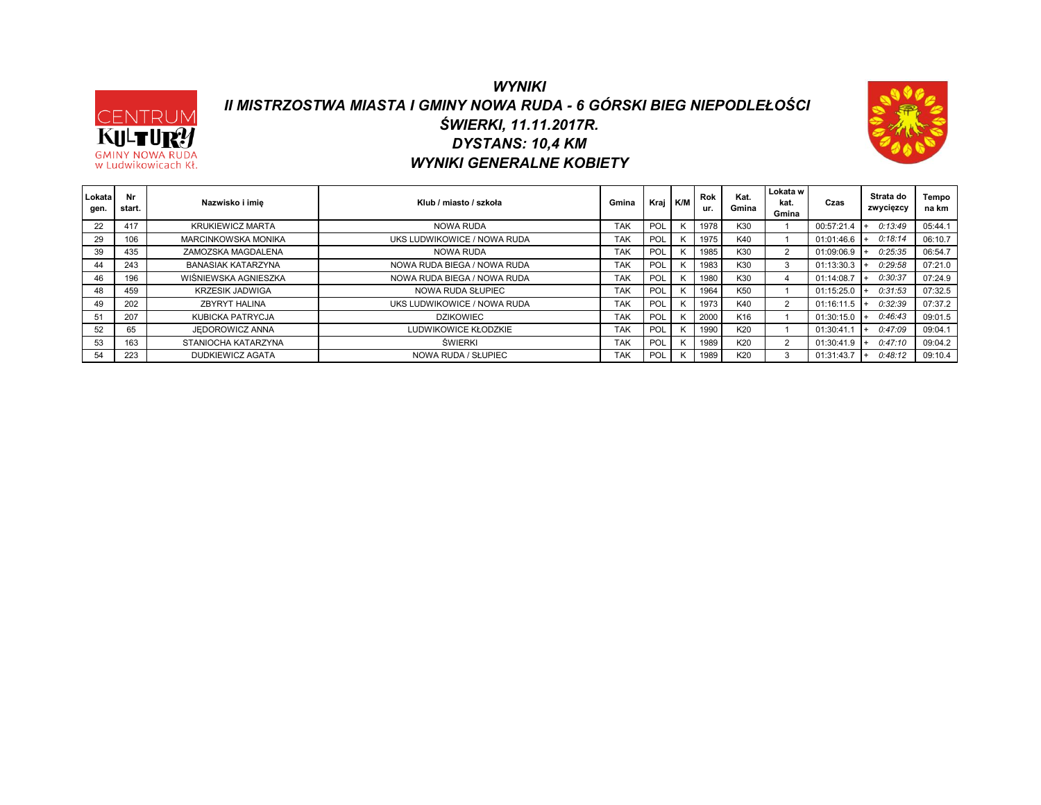# WYNIKI

## II MISTRZOSTWA MIASTA I GMINY NOWA RUDA - 6 GÓRSKI BIEG NIEPODLEŁOŚCI

## ŚWIERKI, 11.11.2017R.

## DYSTANS: 10,4 KM

## WYNIKI GENERALNE KOBIETY

| Lokata gen. | Nr start. | Nazwisko i imię | Klub / miasto / szkoła | Gmina | Kraj | K/M | Rok ur. | Kat. Gmina | Lokata w kat. Gmina | Czas | Strata do zwycięzcy | Tempo na km |
|---|---|---|---|---|---|---|---|---|---|---|---|---|
| 22 | 417 | KRUKIEWICZ MARTA | NOWA RUDA | TAK | POL | K | 1978 | K30 | 1 | 00:57:21.4 | + 0:13:49 | 05:44.1 |
| 29 | 106 | MARCINKOWSKA MONIKA | UKS LUDWIKOWICE / NOWA RUDA | TAK | POL | K | 1975 | K40 | 1 | 01:01:46.6 | + 0:18:14 | 06:10.7 |
| 39 | 435 | ZAMOZSKA MAGDALENA | NOWA RUDA | TAK | POL | K | 1985 | K30 | 2 | 01:09:06.9 | + 0:25:35 | 06:54.7 |
| 44 | 243 | BANASIAK KATARZYNA | NOWA RUDA BIEGA / NOWA RUDA | TAK | POL | K | 1983 | K30 | 3 | 01:13:30.3 | + 0:29:58 | 07:21.0 |
| 46 | 196 | WIŚNIEWSKA AGNIESZKA | NOWA RUDA BIEGA / NOWA RUDA | TAK | POL | K | 1980 | K30 | 4 | 01:14:08.7 | + 0:30:37 | 07:24.9 |
| 48 | 459 | KRZESIK JADWIGA | NOWA RUDA SŁUPIEC | TAK | POL | K | 1964 | K50 | 1 | 01:15:25.0 | + 0:31:53 | 07:32.5 |
| 49 | 202 | ZBYRYT HALINA | UKS LUDWIKOWICE / NOWA RUDA | TAK | POL | K | 1973 | K40 | 2 | 01:16:11.5 | + 0:32:39 | 07:37.2 |
| 51 | 207 | KUBICKA PATRYCJA | DZIKOWIEC | TAK | POL | K | 2000 | K16 | 1 | 01:30:15.0 | + 0:46:43 | 09:01.5 |
| 52 | 65 | JĘDOROWICZ ANNA | LUDWIKOWICE KŁODZKIE | TAK | POL | K | 1990 | K20 | 1 | 01:30:41.1 | + 0:47:09 | 09:04.1 |
| 53 | 163 | STANIOCHA KATARZYNA | ŚWIERKI | TAK | POL | K | 1989 | K20 | 2 | 01:30:41.9 | + 0:47:10 | 09:04.2 |
| 54 | 223 | DUDKIEWICZ AGATA | NOWA RUDA / SŁUPIEC | TAK | POL | K | 1989 | K20 | 3 | 01:31:43.7 | + 0:48:12 | 09:10.4 |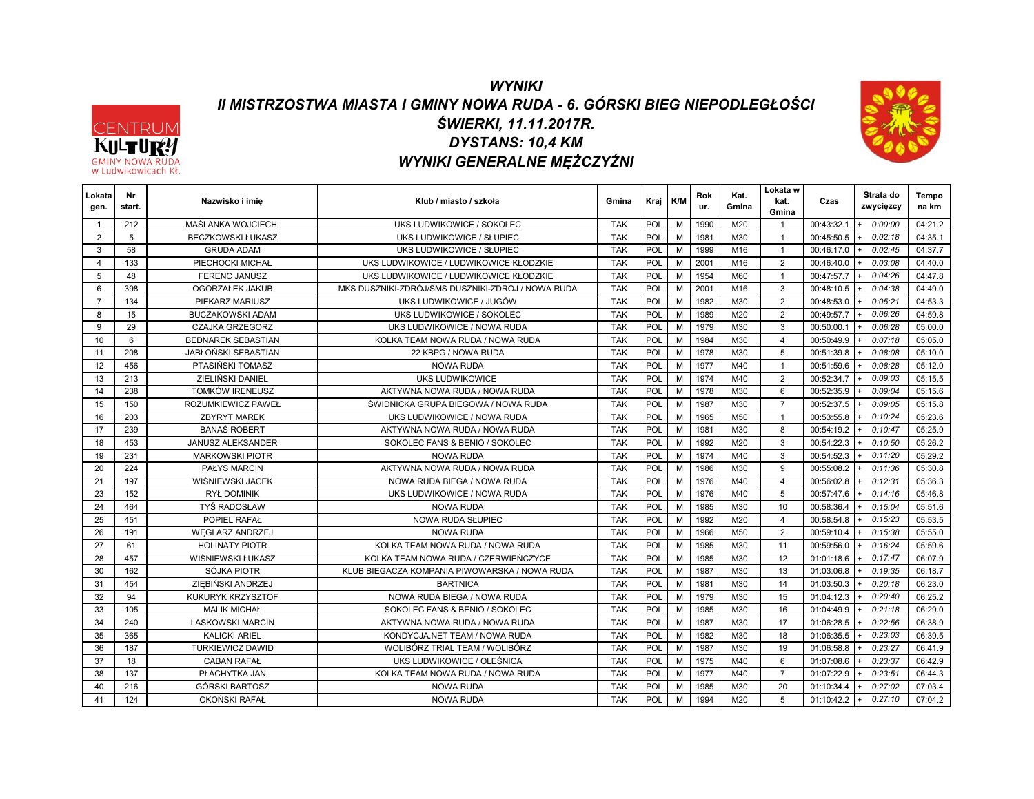# WYNIKI

## II MISTRZOSTWA MIASTA I GMINY NOWA RUDA - 6. GÓRSKI BIEG NIEPODLEGŁOŚCI

## ŚWIERKI, 11.11.2017R.

## DYSTANS: 10,4 KM

## WYNIKI GENERALNE MĘŻCZYŹNI

| Lokata gen. | Nr start. | Nazwisko i imię | Klub / miasto / szkoła | Gmina | Kraj | K/M | Rok ur. | Kat. Gmina | Lokata w kat. Gmina | Czas | Strata do zwycięzcy | Tempo na km |
|---|---|---|---|---|---|---|---|---|---|---|---|---|
| 1 | 212 | MAŚLANKA WOJCIECH | UKS LUDWIKOWICE / SOKOLEC | TAK | POL | M | 1990 | M20 | 1 | 00:43:32.1 | + 0:00:00 | 04:21.2 |
| 2 | 5 | BECZKOWSKI ŁUKASZ | UKS LUDWIKOWICE / SŁUPIEC | TAK | POL | M | 1981 | M30 | 1 | 00:45:50.5 | + 0:02:18 | 04:35.1 |
| 3 | 58 | GRUDA ADAM | UKS LUDWIKOWICE / SŁUPIEC | TAK | POL | M | 1999 | M16 | 1 | 00:46:17.0 | + 0:02:45 | 04:37.7 |
| 4 | 133 | PIECHOCKI MICHAŁ | UKS LUDWIKOWICE / LUDWIKOWICE KŁODZKIE | TAK | POL | M | 2001 | M16 | 2 | 00:46:40.0 | + 0:03:08 | 04:40.0 |
| 5 | 48 | FERENC JANUSZ | UKS LUDWIKOWICE / LUDWIKOWICE KŁODZKIE | TAK | POL | M | 1954 | M60 | 1 | 00:47:57.7 | + 0:04:26 | 04:47.8 |
| 6 | 398 | OGORZAŁEK JAKUB | MKS DUSZNIKI-ZDRÓJ/SMS DUSZNIKI-ZDRÓJ / NOWA RUDA | TAK | POL | M | 2001 | M16 | 3 | 00:48:10.5 | + 0:04:38 | 04:49.0 |
| 7 | 134 | PIEKARZ MARIUSZ | UKS LUDWIKOWICE / JUGÓW | TAK | POL | M | 1982 | M30 | 2 | 00:48:53.0 | + 0:05:21 | 04:53.3 |
| 8 | 15 | BUCZAKOWSKI ADAM | UKS LUDWIKOWICE / SOKOLEC | TAK | POL | M | 1989 | M20 | 2 | 00:49:57.7 | + 0:06:26 | 04:59.8 |
| 9 | 29 | CZAJKA GRZEGORZ | UKS LUDWIKOWICE / NOWA RUDA | TAK | POL | M | 1979 | M30 | 3 | 00:50:00.1 | + 0:06:28 | 05:00.0 |
| 10 | 6 | BEDNAREK SEBASTIAN | KOLKA TEAM NOWA RUDA / NOWA RUDA | TAK | POL | M | 1984 | M30 | 4 | 00:50:49.9 | + 0:07:18 | 05:05.0 |
| 11 | 208 | JABŁOŃSKI SEBASTIAN | 22 KBPG / NOWA RUDA | TAK | POL | M | 1978 | M30 | 5 | 00:51:39.8 | + 0:08:08 | 05:10.0 |
| 12 | 456 | PTASIŃSKI TOMASZ | NOWA RUDA | TAK | POL | M | 1977 | M40 | 1 | 00:51:59.6 | + 0:08:28 | 05:12.0 |
| 13 | 213 | ZIELIŃSKI DANIEL | UKS LUDWIKOWICE | TAK | POL | M | 1974 | M40 | 2 | 00:52:34.7 | + 0:09:03 | 05:15.5 |
| 14 | 238 | TOMKÓW IRENEUSZ | AKTYWNA NOWA RUDA / NOWA RUDA | TAK | POL | M | 1978 | M30 | 6 | 00:52:35.9 | + 0:09:04 | 05:15.6 |
| 15 | 150 | ROZUMKIEWICZ PAWEŁ | ŚWIDNICKA GRUPA BIEGOWA / NOWA RUDA | TAK | POL | M | 1987 | M30 | 7 | 00:52:37.5 | + 0:09:05 | 05:15.8 |
| 16 | 203 | ZBYRYT MAREK | UKS LUDWIKOWICE / NOWA RUDA | TAK | POL | M | 1965 | M50 | 1 | 00:53:55.8 | + 0:10:24 | 05:23.6 |
| 17 | 239 | BANAŚ ROBERT | AKTYWNA NOWA RUDA / NOWA RUDA | TAK | POL | M | 1981 | M30 | 8 | 00:54:19.2 | + 0:10:47 | 05:25.9 |
| 18 | 453 | JANUSZ ALEKSANDER | SOKOLEC FANS & BENIO / SOKOLEC | TAK | POL | M | 1992 | M20 | 3 | 00:54:22.3 | + 0:10:50 | 05:26.2 |
| 19 | 231 | MARKOWSKI PIOTR | NOWA RUDA | TAK | POL | M | 1974 | M40 | 3 | 00:54:52.3 | + 0:11:20 | 05:29.2 |
| 20 | 224 | PAŁYS MARCIN | AKTYWNA NOWA RUDA / NOWA RUDA | TAK | POL | M | 1986 | M30 | 9 | 00:55:08.2 | + 0:11:36 | 05:30.8 |
| 21 | 197 | WIŚNIEWSKI JACEK | NOWA RUDA BIEGA / NOWA RUDA | TAK | POL | M | 1976 | M40 | 4 | 00:56:02.8 | + 0:12:31 | 05:36.3 |
| 23 | 152 | RYŁ DOMINIK | UKS LUDWIKOWICE / NOWA RUDA | TAK | POL | M | 1976 | M40 | 5 | 00:57:47.6 | + 0:14:16 | 05:46.8 |
| 24 | 464 | TYŚ RADOSŁAW | NOWA RUDA | TAK | POL | M | 1985 | M30 | 10 | 00:58:36.4 | + 0:15:04 | 05:51.6 |
| 25 | 451 | POPIEL RAFAŁ | NOWA RUDA SŁUPIEC | TAK | POL | M | 1992 | M20 | 4 | 00:58:54.8 | + 0:15:23 | 05:53.5 |
| 26 | 191 | WĘGLARZ ANDRZEJ | NOWA RUDA | TAK | POL | M | 1966 | M50 | 2 | 00:59:10.4 | + 0:15:38 | 05:55.0 |
| 27 | 61 | HOLINATY PIOTR | KOLKA TEAM NOWA RUDA / NOWA RUDA | TAK | POL | M | 1985 | M30 | 11 | 00:59:56.0 | + 0:16:24 | 05:59.6 |
| 28 | 457 | WIŚNIEWSKI ŁUKASZ | KOLKA TEAM NOWA RUDA / CZERWIEŃCZYCE | TAK | POL | M | 1985 | M30 | 12 | 01:01:18.6 | + 0:17:47 | 06:07.9 |
| 30 | 162 | SÓJKA PIOTR | KLUB BIEGACZA KOMPANIA PIWOWARSKA / NOWA RUDA | TAK | POL | M | 1987 | M30 | 13 | 01:03:06.8 | + 0:19:35 | 06:18.7 |
| 31 | 454 | ZIĘBIŃSKI ANDRZEJ | BARTNICA | TAK | POL | M | 1981 | M30 | 14 | 01:03:50.3 | + 0:20:18 | 06:23.0 |
| 32 | 94 | KUKURYK KRZYSZTOF | NOWA RUDA BIEGA / NOWA RUDA | TAK | POL | M | 1979 | M30 | 15 | 01:04:12.3 | + 0:20:40 | 06:25.2 |
| 33 | 105 | MALIK MICHAŁ | SOKOLEC FANS & BENIO / SOKOLEC | TAK | POL | M | 1985 | M30 | 16 | 01:04:49.9 | + 0:21:18 | 06:29.0 |
| 34 | 240 | LASKOWSKI MARCIN | AKTYWNA NOWA RUDA / NOWA RUDA | TAK | POL | M | 1987 | M30 | 17 | 01:06:28.5 | + 0:22:56 | 06:38.9 |
| 35 | 365 | KALICKI ARIEL | KONDYCJA.NET TEAM / NOWA RUDA | TAK | POL | M | 1982 | M30 | 18 | 01:06:35.5 | + 0:23:03 | 06:39.5 |
| 36 | 187 | TURKIEWICZ DAWID | WOLIBÓRZ TRIAL TEAM / WOLIBÓRZ | TAK | POL | M | 1987 | M30 | 19 | 01:06:58.8 | + 0:23:27 | 06:41.9 |
| 37 | 18 | CABAN RAFAŁ | UKS LUDWIKOWICE / OLEŚNICA | TAK | POL | M | 1975 | M40 | 6 | 01:07:08.6 | + 0:23:37 | 06:42.9 |
| 38 | 137 | PŁACHYTKA JAN | KOLKA TEAM NOWA RUDA / NOWA RUDA | TAK | POL | M | 1977 | M40 | 7 | 01:07:22.9 | + 0:23:51 | 06:44.3 |
| 40 | 216 | GÓRSKI BARTOSZ | NOWA RUDA | TAK | POL | M | 1985 | M30 | 20 | 01:10:34.4 | + 0:27:02 | 07:03.4 |
| 41 | 124 | OKOŃSKI RAFAŁ | NOWA RUDA | TAK | POL | M | 1994 | M20 | 5 | 01:10:42.2 | + 0:27:10 | 07:04.2 |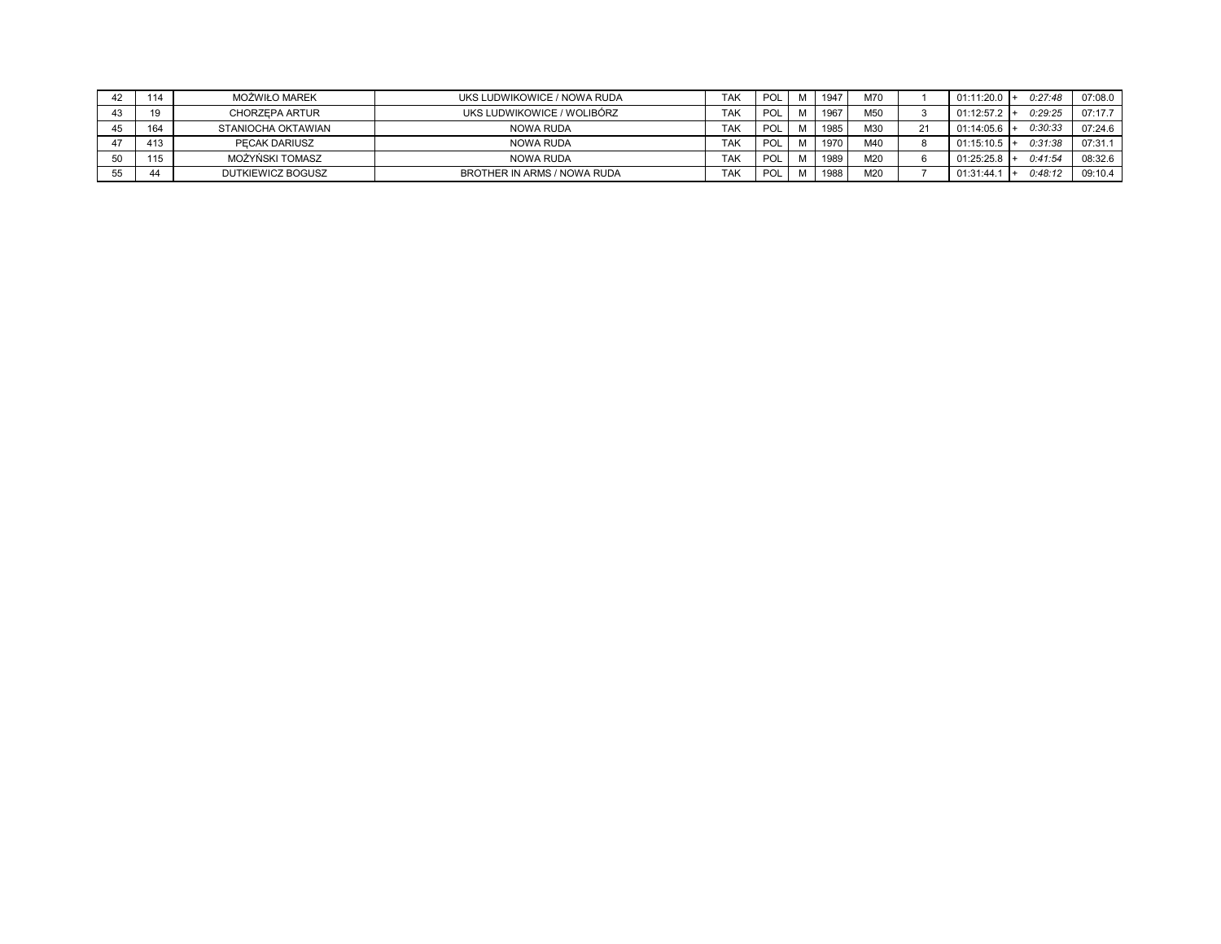| | | | | | | | | | | | | |
|---|---|---|---|---|---|---|---|---|---|---|---|---|
| 42 | 114 | MOŻWIŁO MAREK | UKS LUDWIKOWICE / NOWA RUDA | TAK | POL | M | 1947 | M70 | 1 | 01:11:20.0 | + *0:27:48* | 07:08.0 |
| 43 | 19 | CHORZĘPA ARTUR | UKS LUDWIKOWICE / WOLIBÓRZ | TAK | POL | M | 1967 | M50 | 3 | 01:12:57.2 | + *0:29:25* | 07:17.7 |
| 45 | 164 | STANIOCHA OKTAWIAN | NOWA RUDA | TAK | POL | M | 1985 | M30 | 21 | 01:14:05.6 | + *0:30:33* | 07:24.6 |
| 47 | 413 | PĘCAK DARIUSZ | NOWA RUDA | TAK | POL | M | 1970 | M40 | 8 | 01:15:10.5 | + *0:31:38* | 07:31.1 |
| 50 | 115 | MOŻYŃSKI TOMASZ | NOWA RUDA | TAK | POL | M | 1989 | M20 | 6 | 01:25:25.8 | + *0:41:54* | 08:32.6 |
| 55 | 44 | DUTKIEWICZ BOGUSZ | BROTHER IN ARMS / NOWA RUDA | TAK | POL | M | 1988 | M20 | 7 | 01:31:44.1 | + *0:48:12* | 09:10.4 |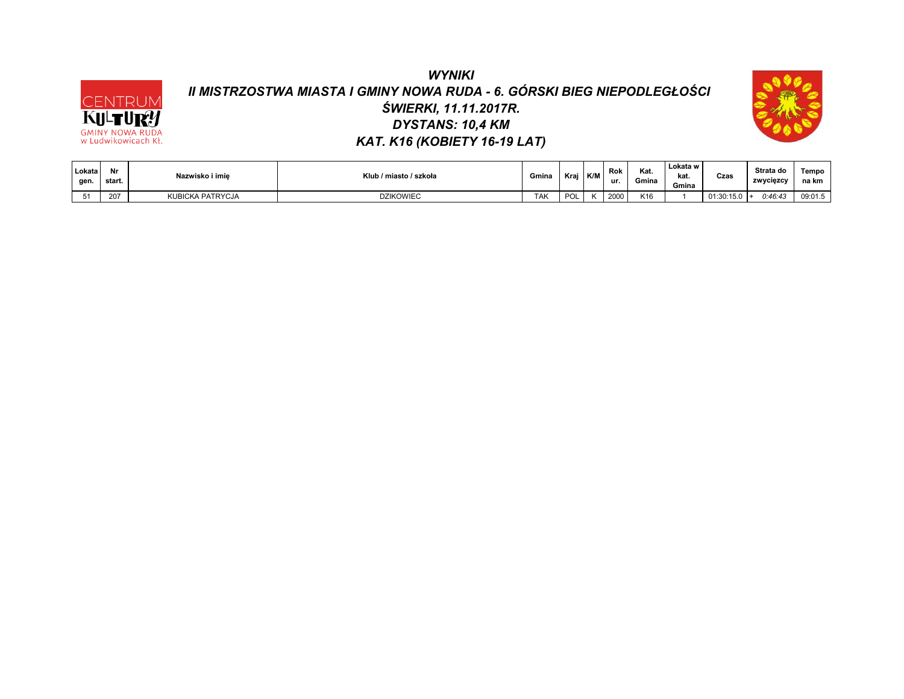# *WYNIKI*

## *II MISTRZOSTWA MIASTA I GMINY NOWA RUDA - 6. GÓRSKI BIEG NIEPODLEGŁOŚCI*

## *ŚWIERKI, 11.11.2017R.*

## *DYSTANS: 10,4 KM*

## *KAT. K16 (KOBIETY 16-19 LAT)*

| Lokata gen. | Nr start. | Nazwisko i imię | Klub / miasto / szkoła | Gmina | Kraj | K/M | Rok ur. | Kat. Gmina | Lokata w kat. Gmina | Czas | Strata do zwycięzcy | Tempo na km |
|---|---|---|---|---|---|---|---|---|---|---|---|---|
| 51 | 207 | KUBICKA PATRYCJA | DZIKOWIEC | TAK | POL | K | 2000 | K16 | 1 | 01:30:15.0 | + *0:46:43* | 09:01.5 |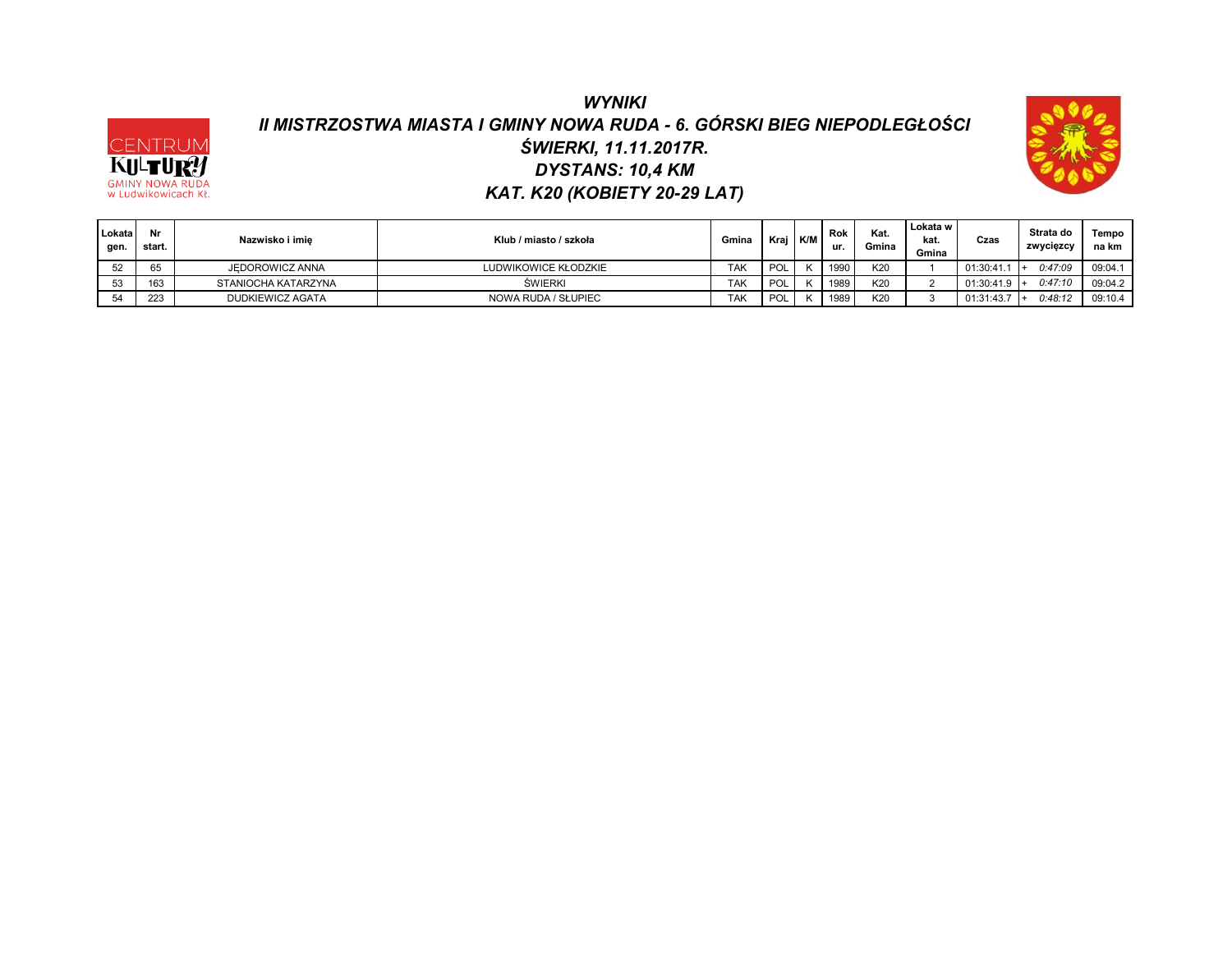# WYNIKI

## II MISTRZOSTWA MIASTA I GMINY NOWA RUDA - 6. GÓRSKI BIEG NIEPODLEGŁOŚCI

## ŚWIERKI, 11.11.2017R.

## DYSTANS: 10,4 KM

## KAT. K20 (KOBIETY 20-29 LAT)

| Lokata gen. | Nr start. | Nazwisko i imię | Klub / miasto / szkoła | Gmina | Kraj | K/M | Rok ur. | Kat. Gmina | Lokata w kat. Gmina | Czas | Strata do zwycięzcy | Tempo na km |
|---|---|---|---|---|---|---|---|---|---|---|---|---|
| 52 | 65 | JĘDOROWICZ ANNA | LUDWIKOWICE KŁODZKIE | TAK | POL | K | 1990 | K20 | 1 | 01:30:41.1 | + 0:47:09 | 09:04.1 |
| 53 | 163 | STANIOCHA KATARZYNA | ŚWIERKI | TAK | POL | K | 1989 | K20 | 2 | 01:30:41.9 | + 0:47:10 | 09:04.2 |
| 54 | 223 | DUDKIEWICZ AGATA | NOWA RUDA / SŁUPIEC | TAK | POL | K | 1989 | K20 | 3 | 01:31:43.7 | + 0:48:12 | 09:10.4 |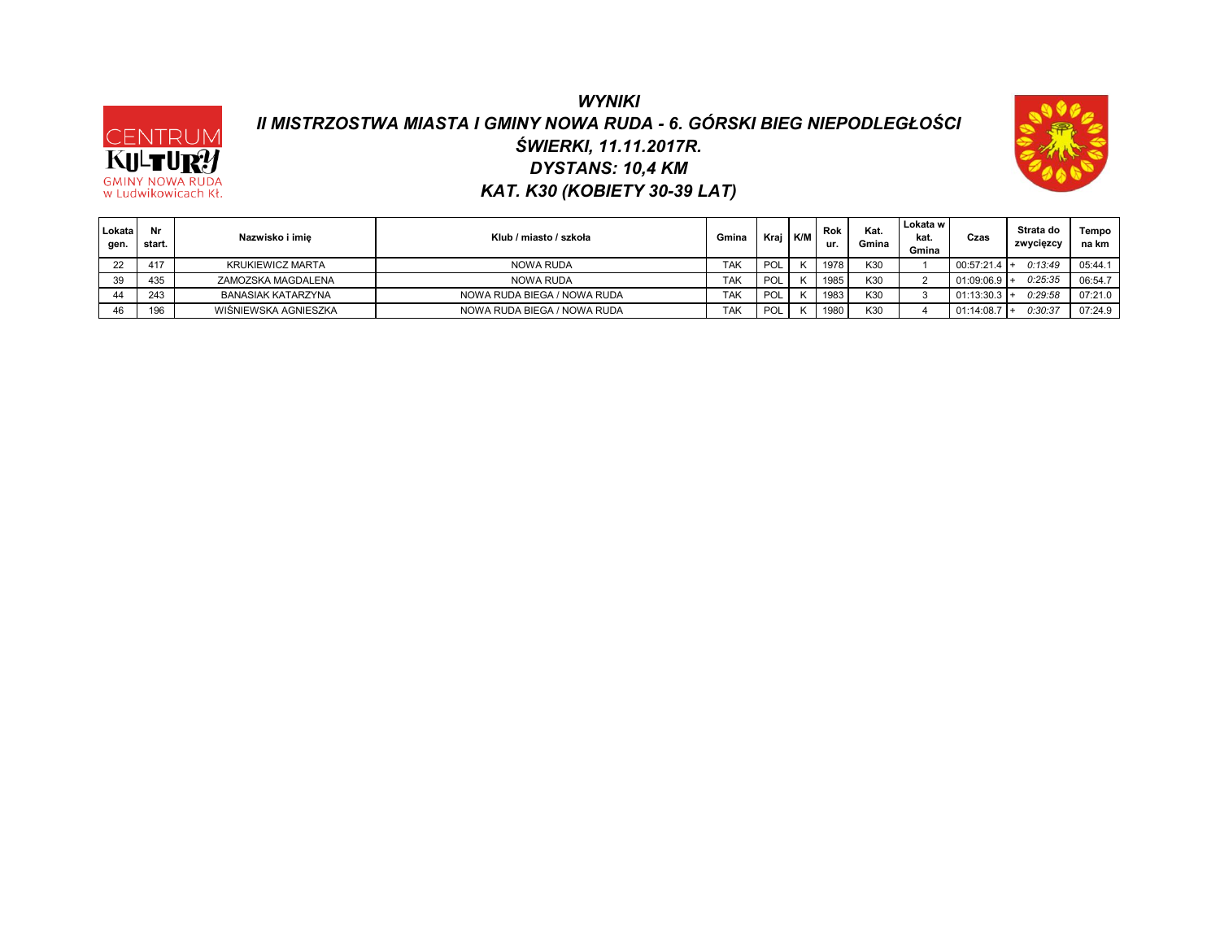# *WYNIKI*

## *II MISTRZOSTWA MIASTA I GMINY NOWA RUDA - 6. GÓRSKI BIEG NIEPODLEGŁOŚCI*

## *ŚWIERKI, 11.11.2017R.*

## *DYSTANS: 10,4 KM*

## *KAT. K30 (KOBIETY 30-39 LAT)*

| Lokata gen. | Nr start. | Nazwisko i imię | Klub / miasto / szkoła | Gmina | Kraj | K/M | Rok ur. | Kat. Gmina | Lokata w kat. Gmina | Czas | Strata do zwycięzcy | Tempo na km |
|---|---|---|---|---|---|---|---|---|---|---|---|---|
| 22 | 417 | KRUKIEWICZ MARTA | NOWA RUDA | TAK | POL | K | 1978 | K30 | 1 | 00:57:21.4 | + *0:13:49* | 05:44.1 |
| 39 | 435 | ZAMOZSKA MAGDALENA | NOWA RUDA | TAK | POL | K | 1985 | K30 | 2 | 01:09:06.9 | + *0:25:35* | 06:54.7 |
| 44 | 243 | BANASIAK KATARZYNA | NOWA RUDA BIEGA / NOWA RUDA | TAK | POL | K | 1983 | K30 | 3 | 01:13:30.3 | + *0:29:58* | 07:21.0 |
| 46 | 196 | WIŚNIEWSKA AGNIESZKA | NOWA RUDA BIEGA / NOWA RUDA | TAK | POL | K | 1980 | K30 | 4 | 01:14:08.7 | + *0:30:37* | 07:24.9 |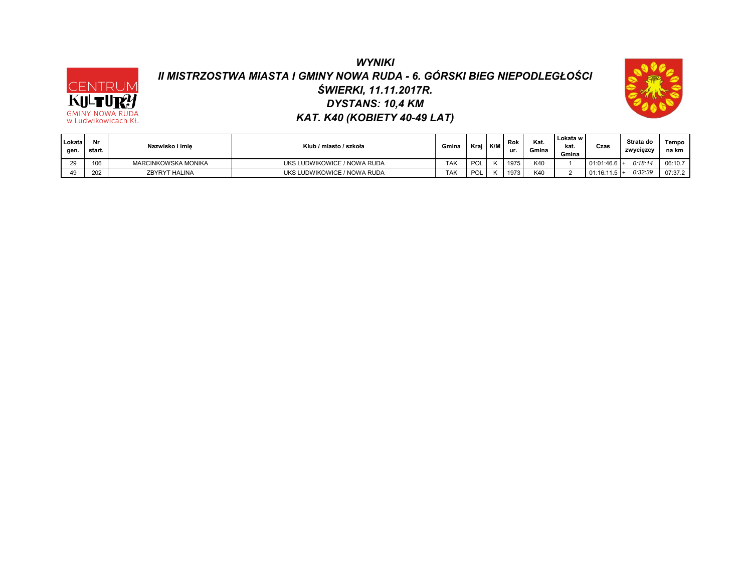# WYNIKI

## II MISTRZOSTWA MIASTA I GMINY NOWA RUDA - 6. GÓRSKI BIEG NIEPODLEGŁOŚCI

## ŚWIERKI, 11.11.2017R.

## DYSTANS: 10,4 KM

## KAT. K40 (KOBIETY 40-49 LAT)

| Lokata gen. | Nr start. | Nazwisko i imię | Klub / miasto / szkoła | Gmina | Kraj | K/M | Rok ur. | Kat. Gmina | Lokata w kat. Gmina | Czas | Strata do zwycięzcy | Tempo na km |
|---|---|---|---|---|---|---|---|---|---|---|---|---|
| 29 | 106 | MARCINKOWSKA MONIKA | UKS LUDWIKOWICE / NOWA RUDA | TAK | POL | K | 1975 | K40 | 1 | 01:01:46.6 | + 0:18:14 | 06:10.7 |
| 49 | 202 | ZBYRYT HALINA | UKS LUDWIKOWICE / NOWA RUDA | TAK | POL | K | 1973 | K40 | 2 | 01:16:11.5 | + 0:32:39 | 07:37.2 |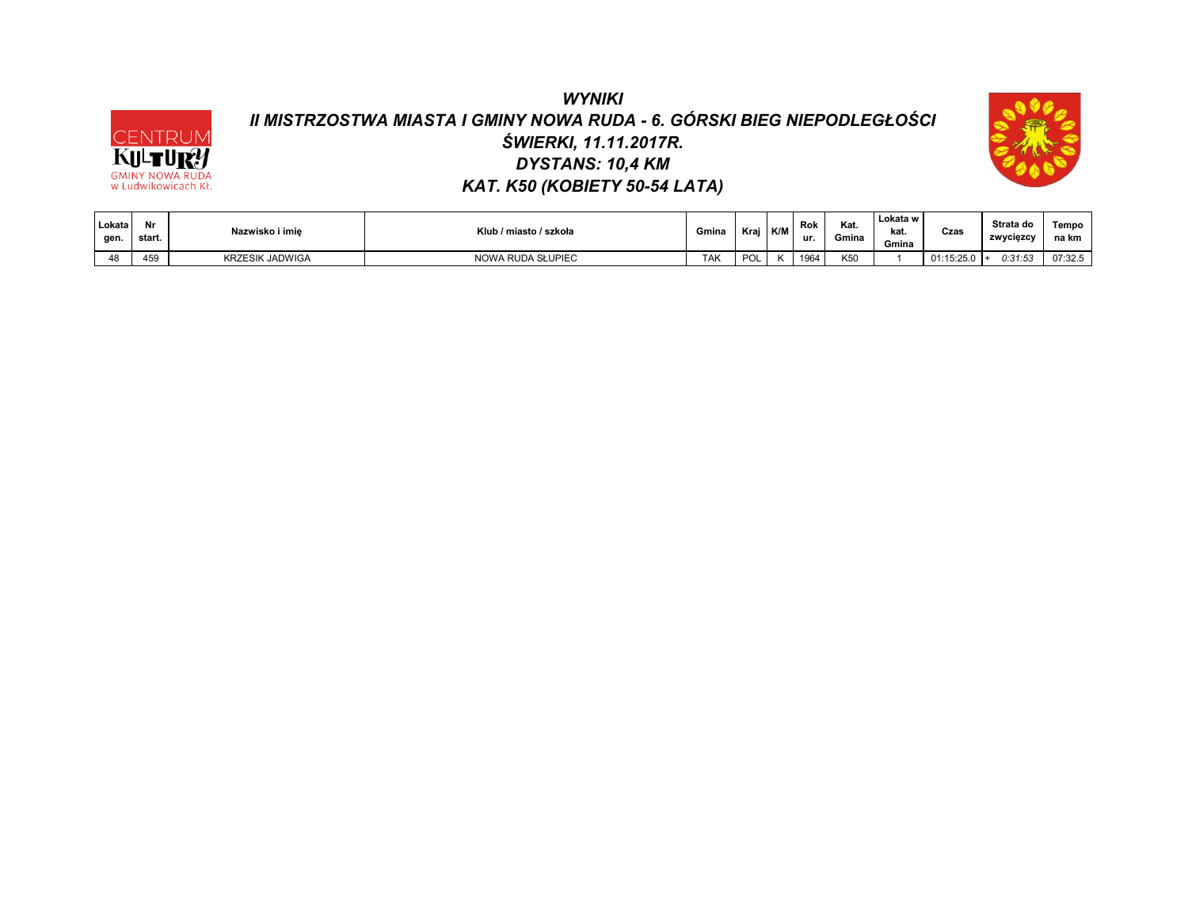# *WYNIKI*

## *II MISTRZOSTWA MIASTA I GMINY NOWA RUDA - 6. GÓRSKI BIEG NIEPODLEGŁOŚCI*

## *ŚWIERKI, 11.11.2017R.*

## *DYSTANS: 10,4 KM*

## *KAT. K50 (KOBIETY 50-54 LATA)*

| Lokata gen. | Nr start. | Nazwisko i imię | Klub / miasto / szkoła | Gmina | Kraj | K/M | Rok ur. | Kat. Gmina | Lokata w kat. Gmina | Czas | Strata do zwycięzcy | Tempo na km |
|---|---|---|---|---|---|---|---|---|---|---|---|---|
| 48 | 459 | KRZESIK JADWIGA | NOWA RUDA SŁUPIEC | TAK | POL | K | 1964 | K50 | 1 | 01:15:25.0 | + *0:31:53* | 07:32.5 |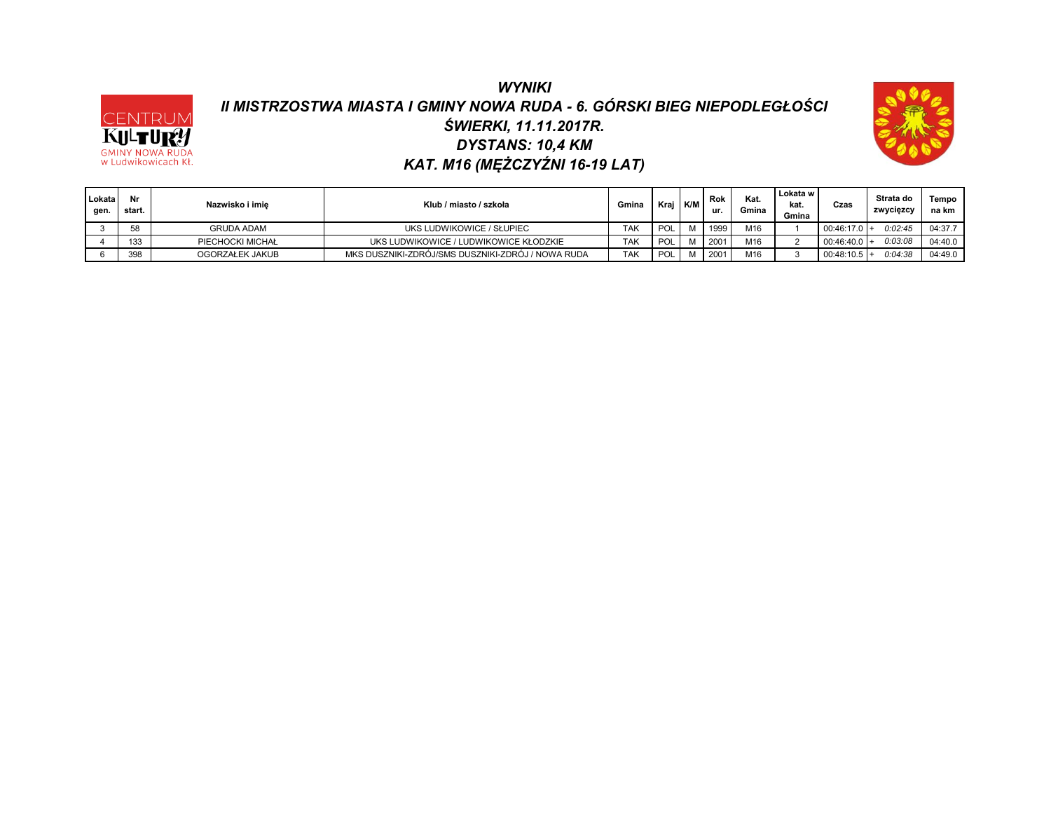# *WYNIKI*

## *II MISTRZOSTWA MIASTA I GMINY NOWA RUDA - 6. GÓRSKI BIEG NIEPODLEGŁOŚCI*

## *ŚWIERKI, 11.11.2017R.*

## *DYSTANS: 10,4 KM*

## *KAT. M16 (MĘŻCZYŹNI 16-19 LAT)*

| Lokata gen. | Nr start. | Nazwisko i imię | Klub / miasto / szkoła | Gmina | Kraj | K/M | Rok ur. | Kat. Gmina | Lokata w kat. Gmina | Czas | Strata do zwycięzcy | Tempo na km |
|---|---|---|---|---|---|---|---|---|---|---|---|---|
| 3 | 58 | GRUDA ADAM | UKS LUDWIKOWICE / SŁUPIEC | TAK | POL | M | 1999 | M16 | 1 | 00:46:17.0 | + *0:02:45* | 04:37.7 |
| 4 | 133 | PIECHOCKI MICHAŁ | UKS LUDWIKOWICE / LUDWIKOWICE KŁODZKIE | TAK | POL | M | 2001 | M16 | 2 | 00:46:40.0 | + *0:03:08* | 04:40.0 |
| 6 | 398 | OGORZAŁEK JAKUB | MKS DUSZNIKI-ZDRÓJ/SMS DUSZNIKI-ZDRÓJ / NOWA RUDA | TAK | POL | M | 2001 | M16 | 3 | 00:48:10.5 | + *0:04:38* | 04:49.0 |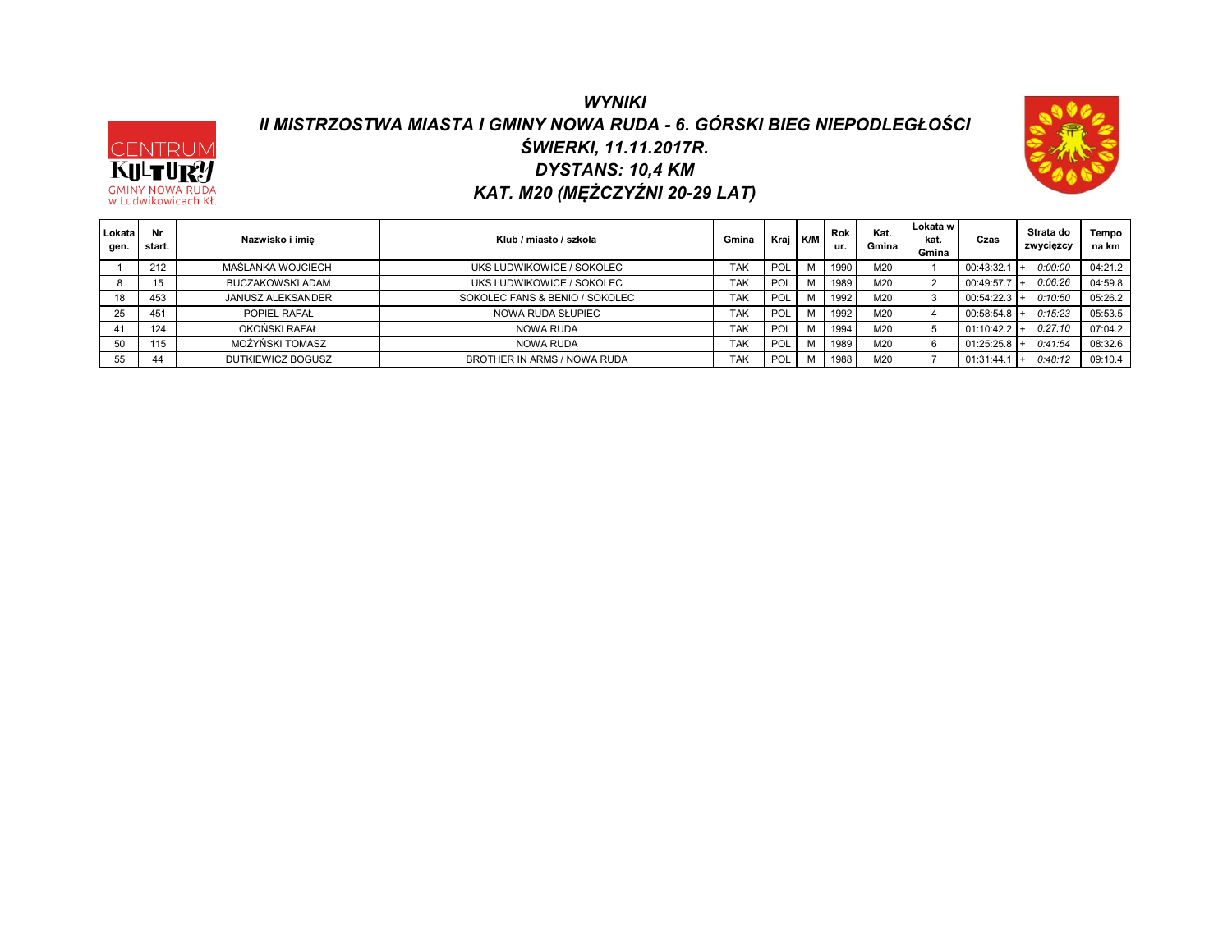# *WYNIKI*

## *II MISTRZOSTWA MIASTA I GMINY NOWA RUDA - 6. GÓRSKI BIEG NIEPODLEGŁOŚCI*

## *ŚWIERKI, 11.11.2017R.*

## *DYSTANS: 10,4 KM*

## *KAT. M20 (MĘŻCZYŹNI 20-29 LAT)*

| Lokata gen. | Nr start. | Nazwisko i imię | Klub / miasto / szkoła | Gmina | Kraj | K/M | Rok ur. | Kat. Gmina | Lokata w kat. Gmina | Czas | Strata do zwycięzcy | Tempo na km |
|---|---|---|---|---|---|---|---|---|---|---|---|---|
| 1 | 212 | MAŚLANKA WOJCIECH | UKS LUDWIKOWICE / SOKOLEC | TAK | POL | M | 1990 | M20 | 1 | 00:43:32.1 | + *0:00:00* | 04:21.2 |
| 8 | 15 | BUCZAKOWSKI ADAM | UKS LUDWIKOWICE / SOKOLEC | TAK | POL | M | 1989 | M20 | 2 | 00:49:57.7 | + *0:06:26* | 04:59.8 |
| 18 | 453 | JANUSZ ALEKSANDER | SOKOLEC FANS & BENIO / SOKOLEC | TAK | POL | M | 1992 | M20 | 3 | 00:54:22.3 | + *0:10:50* | 05:26.2 |
| 25 | 451 | POPIEL RAFAŁ | NOWA RUDA SŁUPIEC | TAK | POL | M | 1992 | M20 | 4 | 00:58:54.8 | + *0:15:23* | 05:53.5 |
| 41 | 124 | OKOŃSKI RAFAŁ | NOWA RUDA | TAK | POL | M | 1994 | M20 | 5 | 01:10:42.2 | + *0:27:10* | 07:04.2 |
| 50 | 115 | MOŻYŃSKI TOMASZ | NOWA RUDA | TAK | POL | M | 1989 | M20 | 6 | 01:25:25.8 | + *0:41:54* | 08:32.6 |
| 55 | 44 | DUTKIEWICZ BOGUSZ | BROTHER IN ARMS / NOWA RUDA | TAK | POL | M | 1988 | M20 | 7 | 01:31:44.1 | + *0:48:12* | 09:10.4 |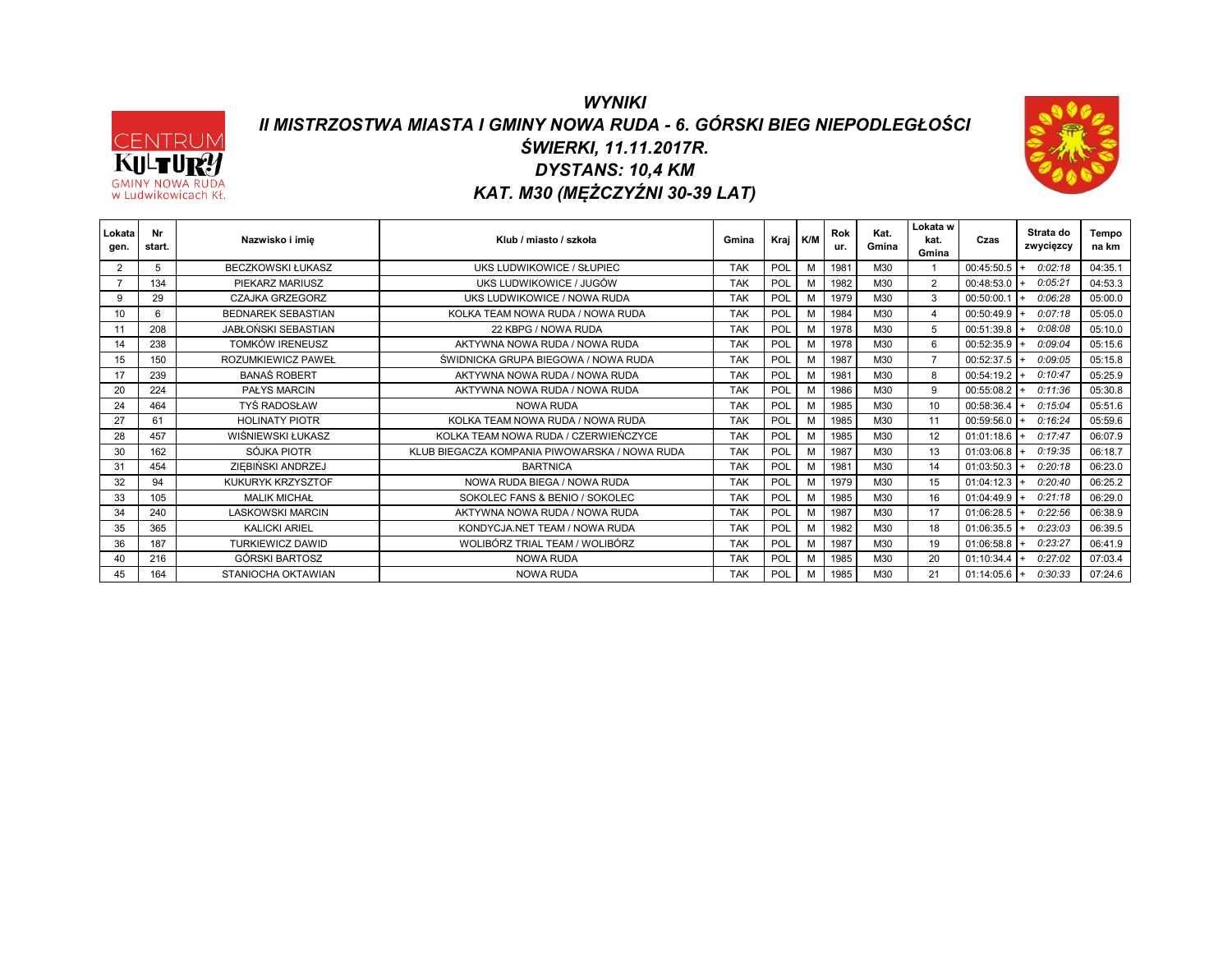# *WYNIKI*
## *II MISTRZOSTWA MIASTA I GMINY NOWA RUDA - 6. GÓRSKI BIEG NIEPODLEGŁOŚCI*
## *ŚWIERKI, 11.11.2017R.*
## *DYSTANS: 10,4 KM*
## *KAT. M30 (MĘŻCZYŹNI 30-39 LAT)*

| Lokata gen. | Nr start. | Nazwisko i imię | Klub / miasto / szkoła | Gmina | Kraj | K/M | Rok ur. | Kat. Gmina | Lokata w kat. Gmina | Czas | Strata do zwycięzcy | Tempo na km |
|---|---|---|---|---|---|---|---|---|---|---|---|---|
| 2 | 5 | BECZKOWSKI ŁUKASZ | UKS LUDWIKOWICE / SŁUPIEC | TAK | POL | M | 1981 | M30 | 1 | 00:45:50.5 | + *0:02:18* | 04:35.1 |
| 7 | 134 | PIEKARZ MARIUSZ | UKS LUDWIKOWICE / JUGÓW | TAK | POL | M | 1982 | M30 | 2 | 00:48:53.0 | + *0:05:21* | 04:53.3 |
| 9 | 29 | CZAJKA GRZEGORZ | UKS LUDWIKOWICE / NOWA RUDA | TAK | POL | M | 1979 | M30 | 3 | 00:50:00.1 | + *0:06:28* | 05:00.0 |
| 10 | 6 | BEDNAREK SEBASTIAN | KOLKA TEAM NOWA RUDA / NOWA RUDA | TAK | POL | M | 1984 | M30 | 4 | 00:50:49.9 | + *0:07:18* | 05:05.0 |
| 11 | 208 | JABŁOŃSKI SEBASTIAN | 22 KBPG / NOWA RUDA | TAK | POL | M | 1978 | M30 | 5 | 00:51:39.8 | + *0:08:08* | 05:10.0 |
| 14 | 238 | TOMKÓW IRENEUSZ | AKTYWNA NOWA RUDA / NOWA RUDA | TAK | POL | M | 1978 | M30 | 6 | 00:52:35.9 | + *0:09:04* | 05:15.6 |
| 15 | 150 | ROZUMKIEWICZ PAWEŁ | ŚWIDNICKA GRUPA BIEGOWA / NOWA RUDA | TAK | POL | M | 1987 | M30 | 7 | 00:52:37.5 | + *0:09:05* | 05:15.8 |
| 17 | 239 | BANAŚ ROBERT | AKTYWNA NOWA RUDA / NOWA RUDA | TAK | POL | M | 1981 | M30 | 8 | 00:54:19.2 | + *0:10:47* | 05:25.9 |
| 20 | 224 | PAŁYS MARCIN | AKTYWNA NOWA RUDA / NOWA RUDA | TAK | POL | M | 1986 | M30 | 9 | 00:55:08.2 | + *0:11:36* | 05:30.8 |
| 24 | 464 | TYŚ RADOSŁAW | NOWA RUDA | TAK | POL | M | 1985 | M30 | 10 | 00:58:36.4 | + *0:15:04* | 05:51.6 |
| 27 | 61 | HOLINATY PIOTR | KOLKA TEAM NOWA RUDA / NOWA RUDA | TAK | POL | M | 1985 | M30 | 11 | 00:59:56.0 | + *0:16:24* | 05:59.6 |
| 28 | 457 | WIŚNIEWSKI ŁUKASZ | KOLKA TEAM NOWA RUDA / CZERWIEŃCZYCE | TAK | POL | M | 1985 | M30 | 12 | 01:01:18.6 | + *0:17:47* | 06:07.9 |
| 30 | 162 | SÓJKA PIOTR | KLUB BIEGACZA KOMPANIA PIWOWARSKA / NOWA RUDA | TAK | POL | M | 1987 | M30 | 13 | 01:03:06.8 | + *0:19:35* | 06:18.7 |
| 31 | 454 | ZIĘBIŃSKI ANDRZEJ | BARTNICA | TAK | POL | M | 1981 | M30 | 14 | 01:03:50.3 | + *0:20:18* | 06:23.0 |
| 32 | 94 | KUKURYK KRZYSZTOF | NOWA RUDA BIEGA / NOWA RUDA | TAK | POL | M | 1979 | M30 | 15 | 01:04:12.3 | + *0:20:40* | 06:25.2 |
| 33 | 105 | MALIK MICHAŁ | SOKOLEC FANS & BENIO / SOKOLEC | TAK | POL | M | 1985 | M30 | 16 | 01:04:49.9 | + *0:21:18* | 06:29.0 |
| 34 | 240 | LASKOWSKI MARCIN | AKTYWNA NOWA RUDA / NOWA RUDA | TAK | POL | M | 1987 | M30 | 17 | 01:06:28.5 | + *0:22:56* | 06:38.9 |
| 35 | 365 | KALICKI ARIEL | KONDYCJA.NET TEAM / NOWA RUDA | TAK | POL | M | 1982 | M30 | 18 | 01:06:35.5 | + *0:23:03* | 06:39.5 |
| 36 | 187 | TURKIEWICZ DAWID | WOLIBÓRZ TRIAL TEAM / WOLIBÓRZ | TAK | POL | M | 1987 | M30 | 19 | 01:06:58.8 | + *0:23:27* | 06:41.9 |
| 40 | 216 | GÓRSKI BARTOSZ | NOWA RUDA | TAK | POL | M | 1985 | M30 | 20 | 01:10:34.4 | + *0:27:02* | 07:03.4 |
| 45 | 164 | STANIOCHA OKTAWIAN | NOWA RUDA | TAK | POL | M | 1985 | M30 | 21 | 01:14:05.6 | + *0:30:33* | 07:24.6 |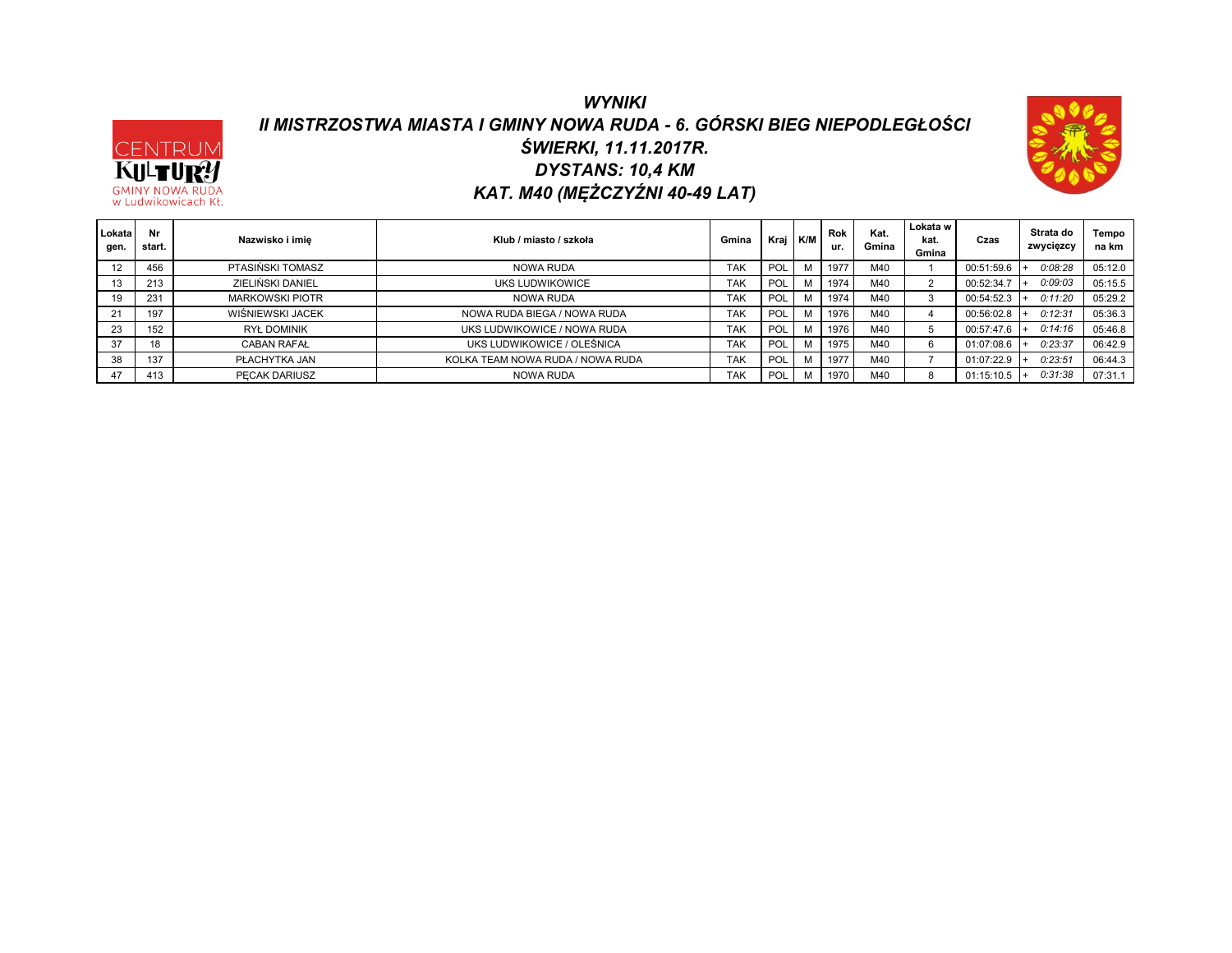# *WYNIKI*
## *II MISTRZOSTWA MIASTA I GMINY NOWA RUDA - 6. GÓRSKI BIEG NIEPODLEGŁOŚCI*
## *ŚWIERKI, 11.11.2017R.*
## *DYSTANS: 10,4 KM*
## *KAT. M40 (MĘŻCZYŹNI 40-49 LAT)*

| Lokata gen. | Nr start. | Nazwisko i imię | Klub / miasto / szkoła | Gmina | Kraj | K/M | Rok ur. | Kat. Gmina | Lokata w kat. Gmina | Czas | Strata do zwycięzcy | Tempo na km |
|---|---|---|---|---|---|---|---|---|---|---|---|---|
| 12 | 456 | PTASIŃSKI TOMASZ | NOWA RUDA | TAK | POL | M | 1977 | M40 | 1 | 00:51:59.6 | + *0:08:28* | 05:12.0 |
| 13 | 213 | ZIELIŃSKI DANIEL | UKS LUDWIKOWICE | TAK | POL | M | 1974 | M40 | 2 | 00:52:34.7 | + *0:09:03* | 05:15.5 |
| 19 | 231 | MARKOWSKI PIOTR | NOWA RUDA | TAK | POL | M | 1974 | M40 | 3 | 00:54:52.3 | + *0:11:20* | 05:29.2 |
| 21 | 197 | WIŚNIEWSKI JACEK | NOWA RUDA BIEGA / NOWA RUDA | TAK | POL | M | 1976 | M40 | 4 | 00:56:02.8 | + *0:12:31* | 05:36.3 |
| 23 | 152 | RYŁ DOMINIK | UKS LUDWIKOWICE / NOWA RUDA | TAK | POL | M | 1976 | M40 | 5 | 00:57:47.6 | + *0:14:16* | 05:46.8 |
| 37 | 18 | CABAN RAFAŁ | UKS LUDWIKOWICE / OLEŚNICA | TAK | POL | M | 1975 | M40 | 6 | 01:07:08.6 | + *0:23:37* | 06:42.9 |
| 38 | 137 | PŁACHYTKA JAN | KOLKA TEAM NOWA RUDA / NOWA RUDA | TAK | POL | M | 1977 | M40 | 7 | 01:07:22.9 | + *0:23:51* | 06:44.3 |
| 47 | 413 | PĘCAK DARIUSZ | NOWA RUDA | TAK | POL | M | 1970 | M40 | 8 | 01:15:10.5 | + *0:31:38* | 07:31.1 |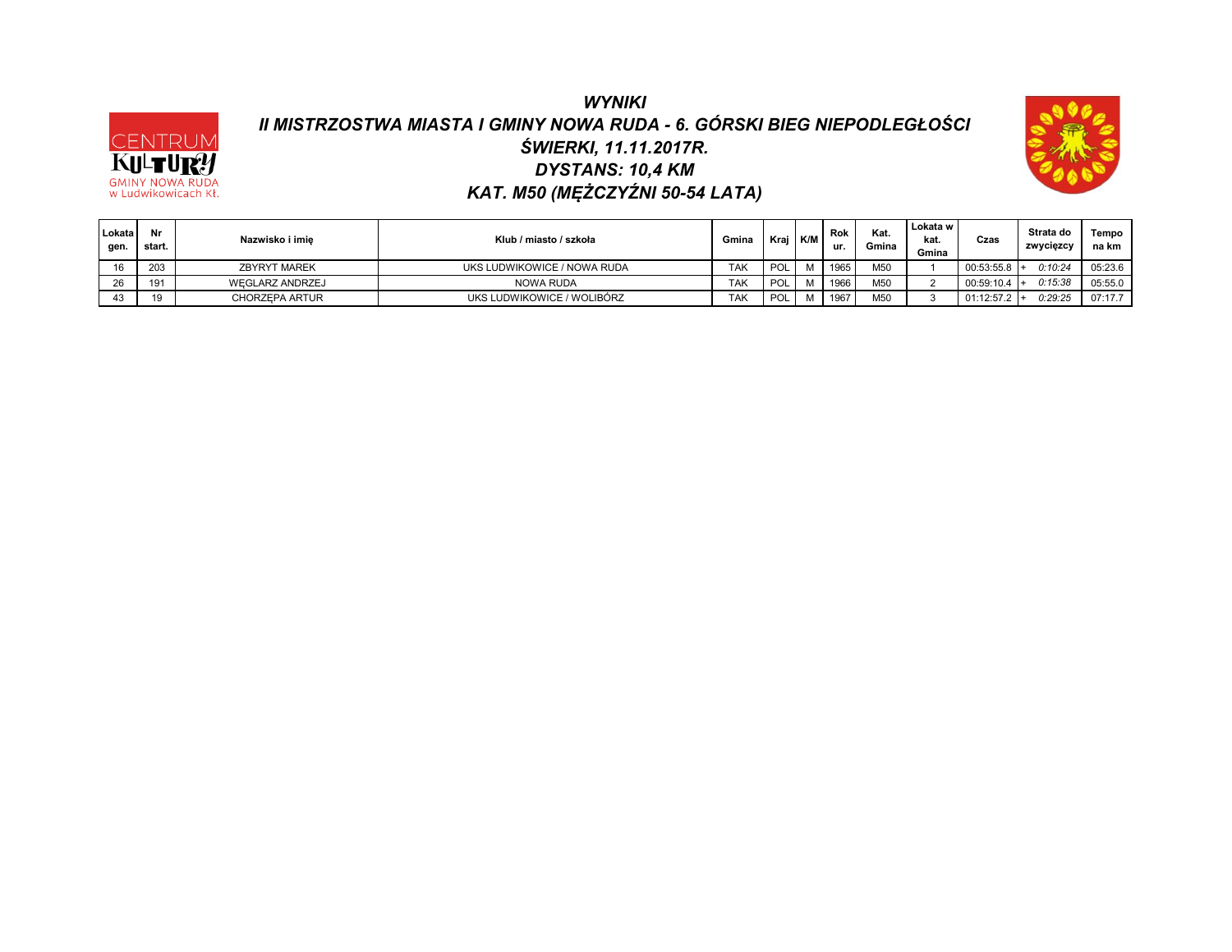# WYNIKI

## II MISTRZOSTWA MIASTA I GMINY NOWA RUDA - 6. GÓRSKI BIEG NIEPODLEGŁOŚCI

## ŚWIERKI, 11.11.2017R.

## DYSTANS: 10,4 KM

## KAT. M50 (MĘŻCZYŹNI 50-54 LATA)

| Lokata gen. | Nr start. | Nazwisko i imię | Klub / miasto / szkoła | Gmina | Kraj | K/M | Rok ur. | Kat. Gmina | Lokata w kat. Gmina | Czas | Strata do zwycięzcy | Tempo na km |
|---|---|---|---|---|---|---|---|---|---|---|---|---|
| 16 | 203 | ZBYRYT MAREK | UKS LUDWIKOWICE / NOWA RUDA | TAK | POL | M | 1965 | M50 | 1 | 00:53:55.8 | + 0:10:24 | 05:23.6 |
| 26 | 191 | WĘGLARZ ANDRZEJ | NOWA RUDA | TAK | POL | M | 1966 | M50 | 2 | 00:59:10.4 | + 0:15:38 | 05:55.0 |
| 43 | 19 | CHORZĘPA ARTUR | UKS LUDWIKOWICE / WOLIBÓRZ | TAK | POL | M | 1967 | M50 | 3 | 01:12:57.2 | + 0:29:25 | 07:17.7 |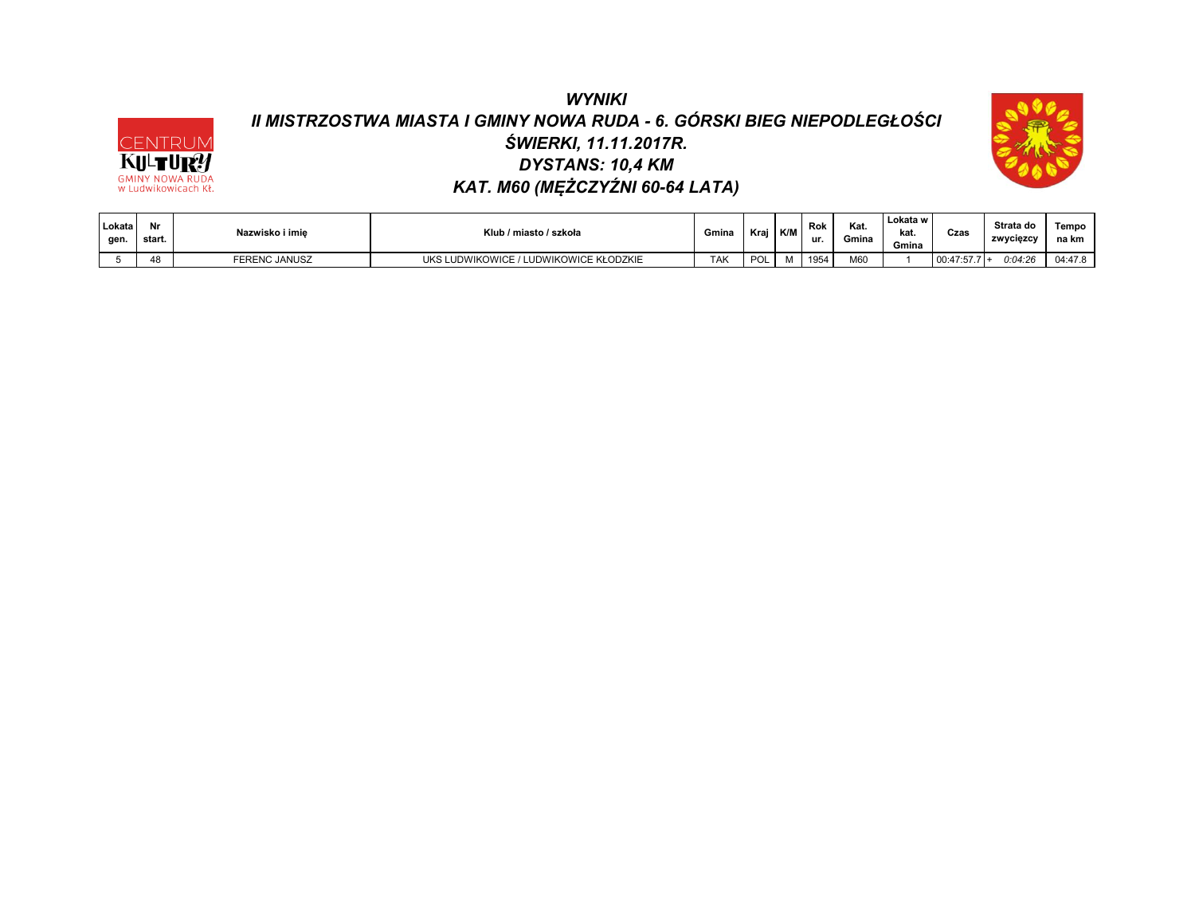# *WYNIKI*

## *II MISTRZOSTWA MIASTA I GMINY NOWA RUDA - 6. GÓRSKI BIEG NIEPODLEGŁOŚCI*

## *ŚWIERKI, 11.11.2017R.*

## *DYSTANS: 10,4 KM*

## *KAT. M60 (MĘŻCZYŹNI 60-64 LATA)*

| Lokata gen. | Nr start. | Nazwisko i imię | Klub / miasto / szkoła | Gmina | Kraj | K/M | Rok ur. | Kat. Gmina | Lokata w kat. Gmina | Czas | Strata do zwycięzcy | Tempo na km |
|---|---|---|---|---|---|---|---|---|---|---|---|---|
| 5 | 48 | FERENC JANUSZ | UKS LUDWIKOWICE / LUDWIKOWICE KŁODZKIE | TAK | POL | M | 1954 | M60 | 1 | 00:47:57.7 | + *0:04:26* | 04:47.8 |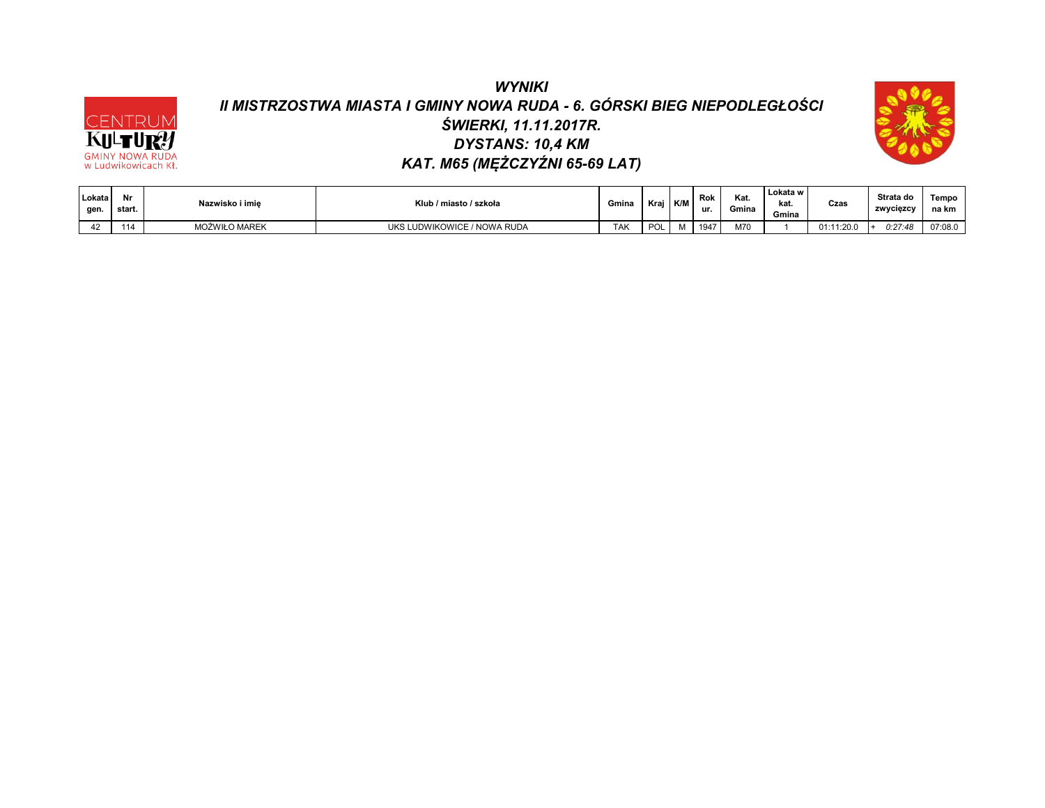# *WYNIKI*

## *II MISTRZOSTWA MIASTA I GMINY NOWA RUDA - 6. GÓRSKI BIEG NIEPODLEGŁOŚCI*

## *ŚWIERKI, 11.11.2017R.*

## *DYSTANS: 10,4 KM*

## *KAT. M65 (MĘŻCZYŹNI 65-69 LAT)*

| Lokata gen. | Nr start. | Nazwisko i imię | Klub / miasto / szkoła | Gmina | Kraj | K/M | Rok ur. | Kat. Gmina | Lokata w kat. Gmina | Czas | Strata do zwycięzcy | Tempo na km |
|---|---|---|---|---|---|---|---|---|---|---|---|---|
| 42 | 114 | MOŻWIŁO MAREK | UKS LUDWIKOWICE / NOWA RUDA | TAK | POL | M | 1947 | M70 | 1 | 01:11:20.0 | + *0:27:48* | 07:08.0 |